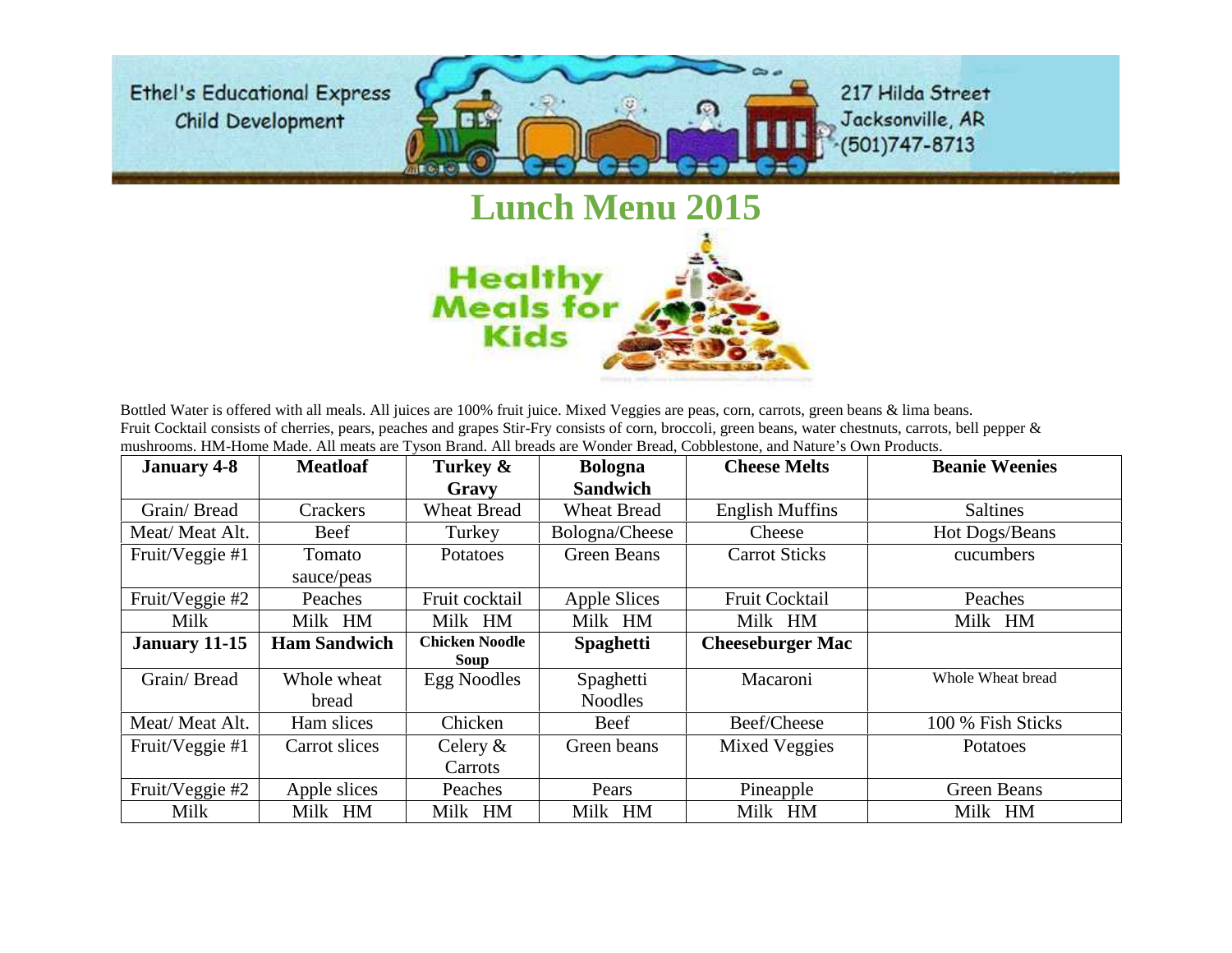Ethel's Educational Express Child Development

217 Hilda Street Jacksonville, AR (501)747-8713

# Lunch Menu 2015

Healthy Meals for Kids

Bottled Water is offered with all meals. All juices are 100% fruit juice. Mixed Veggies are peas, corn, carrots, green beans & lima beans. Fruit Cocktail consists of cherries, pears, peaches and grapes Stir-Fry consists of corn, broccoli, green beans, water chestnuts, carrots, bell pepper & mushrooms. HM-Home Made. All meats are Tyson Brand. All breads are Wonder Bread, Cobblestone, and Nature's Own Products.

| **January 4-8** | **Meatloaf** | **Turkey & Gravy** | **Bologna Sandwich** | **Cheese Melts** | **Beanie Weenies** |
|---|---|---|---|---|---|
| Grain/ Bread | Crackers | Wheat Bread | Wheat Bread | English Muffins | Saltines |
| Meat/ Meat Alt. | Beef | Turkey | Bologna/Cheese | Cheese | Hot Dogs/Beans |
| Fruit/Veggie #1 | Tomato sauce/peas | Potatoes | Green Beans | Carrot Sticks | cucumbers |
| Fruit/Veggie #2 | Peaches | Fruit cocktail | Apple Slices | Fruit Cocktail | Peaches |
| Milk | Milk HM | Milk HM | Milk HM | Milk HM | Milk HM |
| **January 11-15** | **Ham Sandwich** | **Chicken Noodle Soup** | **Spaghetti** | **Cheeseburger Mac** | |
| Grain/ Bread | Whole wheat bread | Egg Noodles | Spaghetti Noodles | Macaroni | Whole Wheat bread |
| Meat/ Meat Alt. | Ham slices | Chicken | Beef | Beef/Cheese | 100 % Fish Sticks |
| Fruit/Veggie #1 | Carrot slices | Celery & Carrots | Green beans | Mixed Veggies | Potatoes |
| Fruit/Veggie #2 | Apple slices | Peaches | Pears | Pineapple | Green Beans |
| Milk | Milk HM | Milk HM | Milk HM | Milk HM | Milk HM |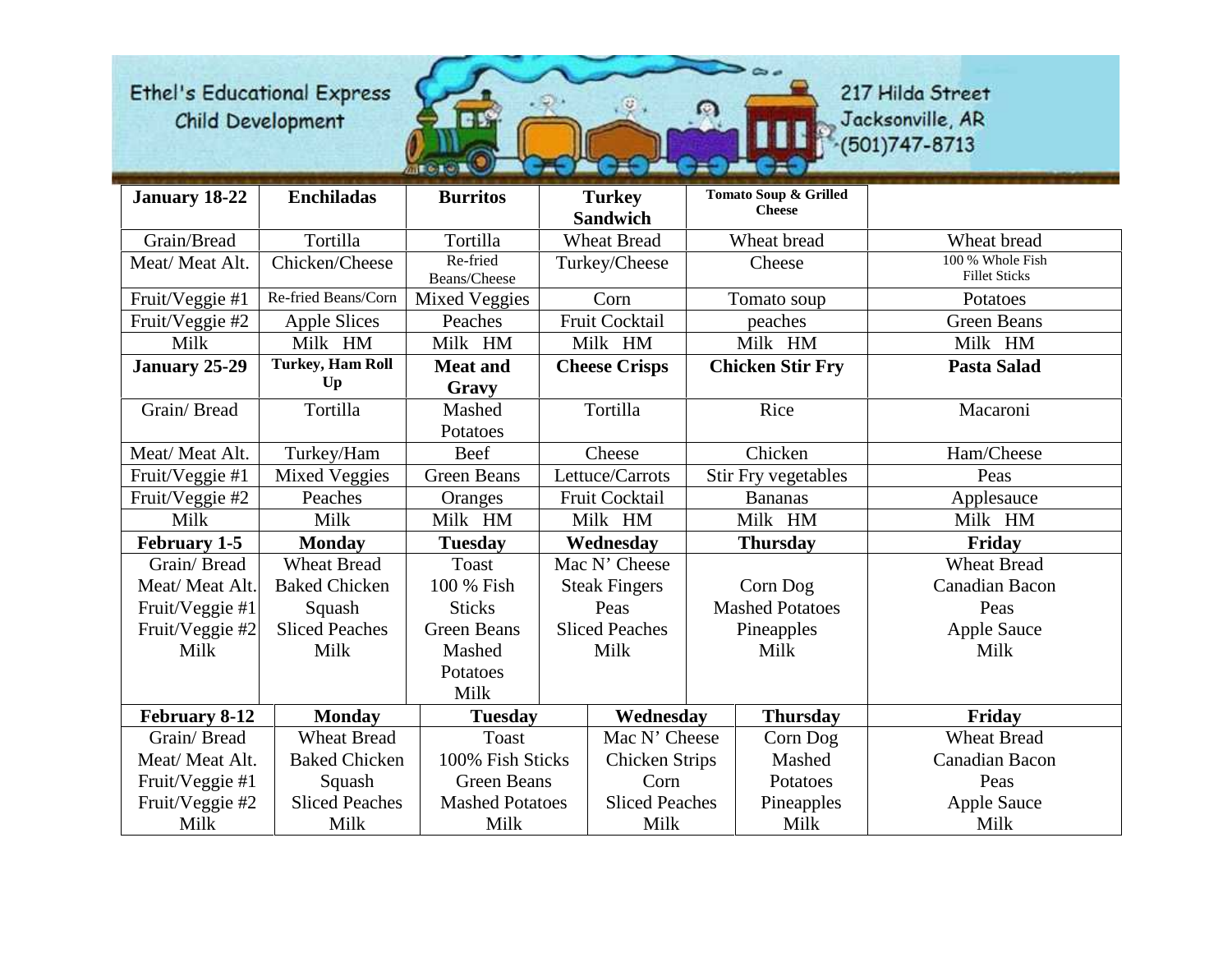Ethel's Educational Express
Child Development

217 Hilda Street
Jacksonville, AR
(501)747-8713

| January 18-22 | Enchiladas | Burritos | Turkey Sandwich | Tomato Soup & Grilled Cheese | |
|---|---|---|---|---|---|
| Grain/Bread | Tortilla | Tortilla | Wheat Bread | Wheat bread | Wheat bread |
| Meat/ Meat Alt. | Chicken/Cheese | Re-fried Beans/Cheese | Turkey/Cheese | Cheese | 100 % Whole Fish Fillet Sticks |
| Fruit/Veggie #1 | Re-fried Beans/Corn | Mixed Veggies | Corn | Tomato soup | Potatoes |
| Fruit/Veggie #2 | Apple Slices | Peaches | Fruit Cocktail | peaches | Green Beans |
| Milk | Milk HM | Milk HM | Milk HM | Milk HM | Milk HM |
| **January 25-29** | **Turkey, Ham Roll Up** | **Meat and Gravy** | **Cheese Crisps** | **Chicken Stir Fry** | **Pasta Salad** |
| Grain/ Bread | Tortilla | Mashed Potatoes | Tortilla | Rice | Macaroni |
| Meat/ Meat Alt. | Turkey/Ham | Beef | Cheese | Chicken | Ham/Cheese |
| Fruit/Veggie #1 | Mixed Veggies | Green Beans | Lettuce/Carrots | Stir Fry vegetables | Peas |
| Fruit/Veggie #2 | Peaches | Oranges | Fruit Cocktail | Bananas | Applesauce |
| Milk | Milk | Milk HM | Milk HM | Milk HM | Milk HM |
| **February 1-5** | **Monday** | **Tuesday** | **Wednesday** | **Thursday** | **Friday** |
| Grain/ Bread | Wheat Bread | Toast | Mac N' Cheese | | Wheat Bread |
| Meat/ Meat Alt. | Baked Chicken | 100 % Fish Sticks | Steak Fingers | Corn Dog | Canadian Bacon |
| Fruit/Veggie #1 | Squash | Green Beans | Peas | Mashed Potatoes | Peas |
| Fruit/Veggie #2 | Sliced Peaches | Mashed Potatoes | Sliced Peaches | Pineapples | Apple Sauce |
| Milk | Milk | Milk | Milk | Milk | Milk |
| **February 8-12** | **Monday** | **Tuesday** | **Wednesday** | **Thursday** | **Friday** |
| Grain/ Bread | Wheat Bread | Toast | Mac N' Cheese | Corn Dog | Wheat Bread |
| Meat/ Meat Alt. | Baked Chicken | 100% Fish Sticks | Chicken Strips | Mashed Potatoes | Canadian Bacon |
| Fruit/Veggie #1 | Squash | Green Beans | Corn | | Peas |
| Fruit/Veggie #2 | Sliced Peaches | Mashed Potatoes | Sliced Peaches | Pineapples | Apple Sauce |
| Milk | Milk | Milk | Milk | Milk | Milk |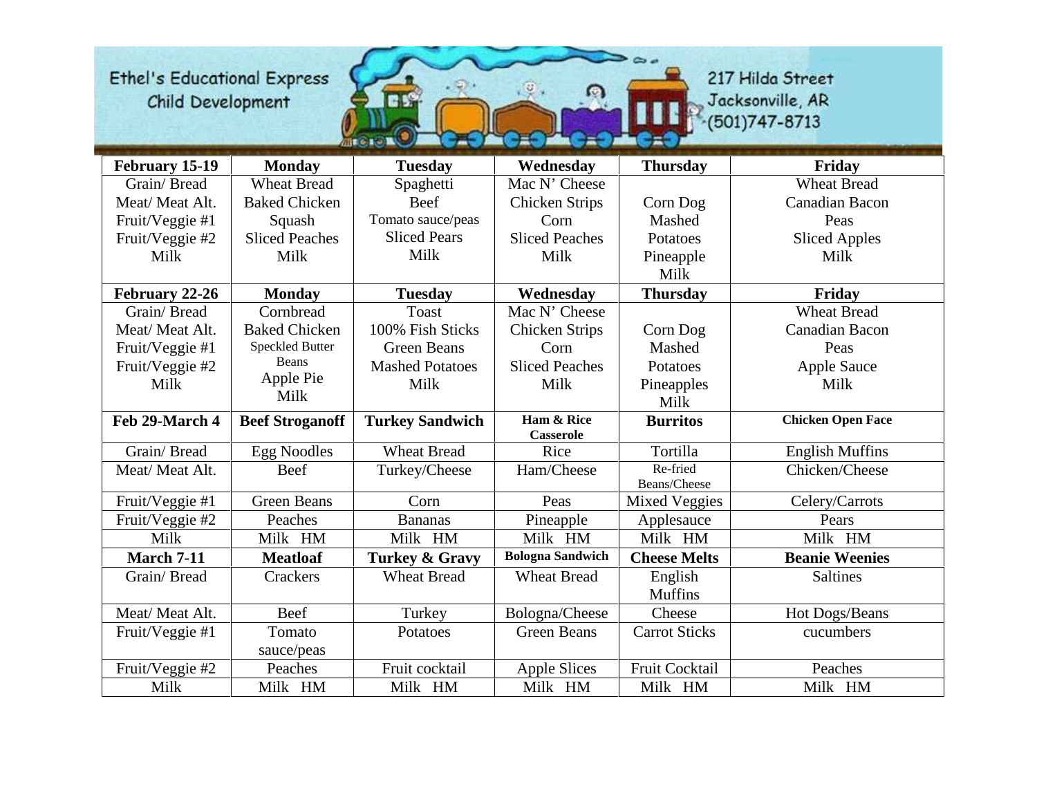Ethel's Educational Express
Child Development

217 Hilda Street
Jacksonville, AR
(501)747-8713

| February 15-19 | Monday | Tuesday | Wednesday | Thursday | Friday |
|---|---|---|---|---|---|
| Grain/ Bread<br>Meat/ Meat Alt.<br>Fruit/Veggie #1<br>Fruit/Veggie #2<br>Milk | Wheat Bread<br>Baked Chicken<br>Squash<br>Sliced Peaches<br>Milk | Spaghetti<br>Beef<br>Tomato sauce/peas<br>Sliced Pears<br>Milk | Mac N' Cheese<br>Chicken Strips<br>Corn<br>Sliced Peaches<br>Milk | Corn Dog<br>Mashed<br>Potatoes<br>Pineapple<br>Milk | Wheat Bread<br>Canadian Bacon<br>Peas<br>Sliced Apples<br>Milk |
| **February 22-26** | **Monday** | **Tuesday** | **Wednesday** | **Thursday** | **Friday** |
| Grain/ Bread<br>Meat/ Meat Alt.<br>Fruit/Veggie #1<br>Fruit/Veggie #2<br>Milk | Cornbread<br>Baked Chicken<br>Speckled Butter Beans<br>Apple Pie<br>Milk | Toast<br>100% Fish Sticks<br>Green Beans<br>Mashed Potatoes<br>Milk | Mac N' Cheese<br>Chicken Strips<br>Corn<br>Sliced Peaches<br>Milk | Corn Dog<br>Mashed<br>Potatoes<br>Pineapples<br>Milk | Wheat Bread<br>Canadian Bacon<br>Peas<br>Apple Sauce<br>Milk |
| **Feb 29-March 4** | **Beef Stroganoff** | **Turkey Sandwich** | **Ham & Rice Casserole** | **Burritos** | **Chicken Open Face** |
| Grain/ Bread | Egg Noodles | Wheat Bread | Rice | Tortilla | English Muffins |
| Meat/ Meat Alt. | Beef | Turkey/Cheese | Ham/Cheese | Re-fried Beans/Cheese | Chicken/Cheese |
| Fruit/Veggie #1 | Green Beans | Corn | Peas | Mixed Veggies | Celery/Carrots |
| Fruit/Veggie #2 | Peaches | Bananas | Pineapple | Applesauce | Pears |
| Milk | Milk HM | Milk HM | Milk HM | Milk HM | Milk HM |
| **March 7-11** | **Meatloaf** | **Turkey & Gravy** | **Bologna Sandwich** | **Cheese Melts** | **Beanie Weenies** |
| Grain/ Bread | Crackers | Wheat Bread | Wheat Bread | English Muffins | Saltines |
| Meat/ Meat Alt. | Beef | Turkey | Bologna/Cheese | Cheese | Hot Dogs/Beans |
| Fruit/Veggie #1 | Tomato sauce/peas | Potatoes | Green Beans | Carrot Sticks | cucumbers |
| Fruit/Veggie #2 | Peaches | Fruit cocktail | Apple Slices | Fruit Cocktail | Peaches |
| Milk | Milk HM | Milk HM | Milk HM | Milk HM | Milk HM |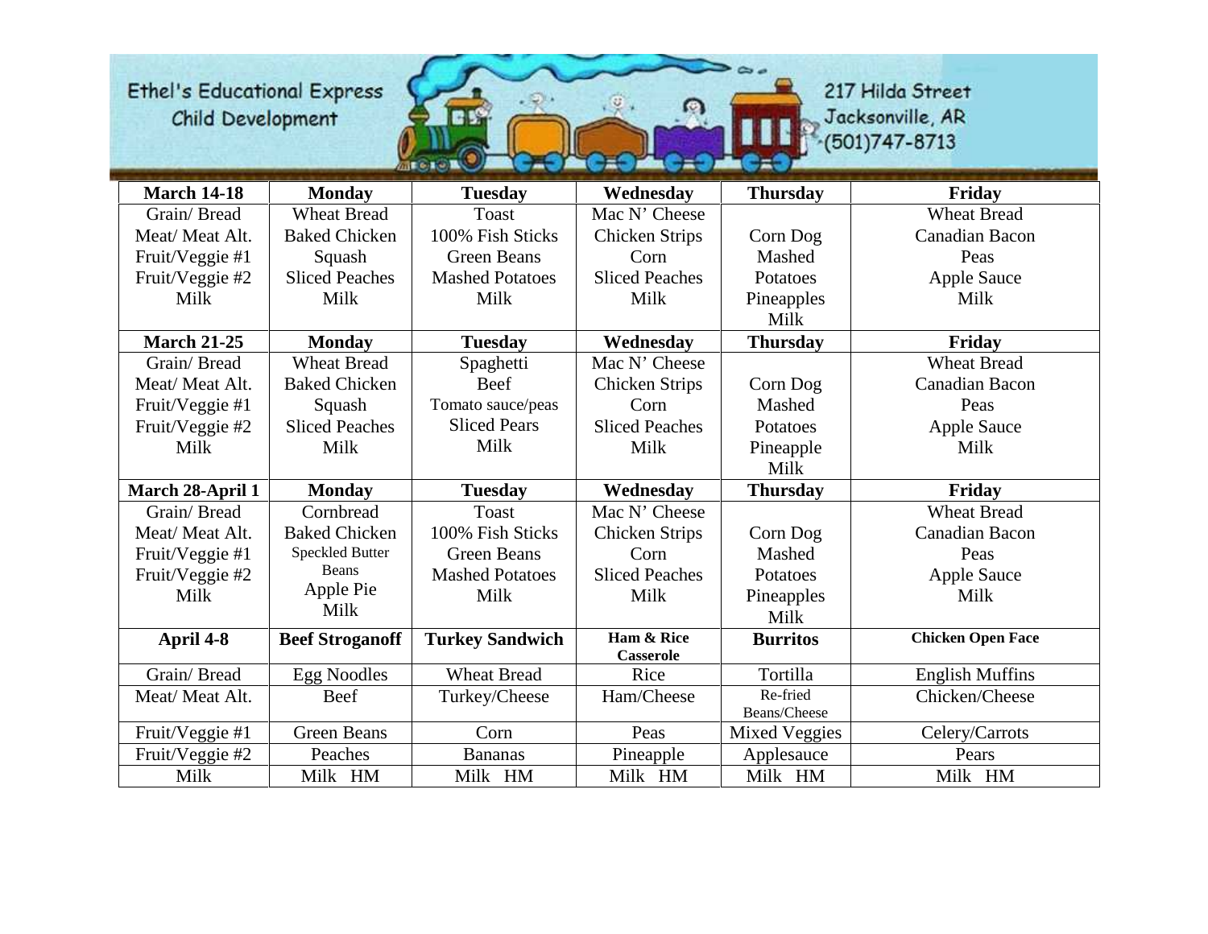Ethel's Educational Express Child Development

217 Hilda Street
Jacksonville, AR
(501)747-8713

| March 14-18 | Monday | Tuesday | Wednesday | Thursday | Friday |
|---|---|---|---|---|---|
| Grain/ Bread<br>Meat/ Meat Alt.<br>Fruit/Veggie #1<br>Fruit/Veggie #2<br>Milk | Wheat Bread<br>Baked Chicken<br>Squash<br>Sliced Peaches<br>Milk | Toast<br>100% Fish Sticks<br>Green Beans<br>Mashed Potatoes<br>Milk | Mac N' Cheese<br>Chicken Strips<br>Corn<br>Sliced Peaches<br>Milk | Corn Dog<br>Mashed Potatoes<br>Pineapples<br>Milk | Wheat Bread<br>Canadian Bacon<br>Peas<br>Apple Sauce<br>Milk |
| **March 21-25** | **Monday** | **Tuesday** | **Wednesday** | **Thursday** | **Friday** |
| Grain/ Bread<br>Meat/ Meat Alt.<br>Fruit/Veggie #1<br>Fruit/Veggie #2<br>Milk | Wheat Bread<br>Baked Chicken<br>Squash<br>Sliced Peaches<br>Milk | Spaghetti<br>Beef<br>Tomato sauce/peas<br>Sliced Pears<br>Milk | Mac N' Cheese<br>Chicken Strips<br>Corn<br>Sliced Peaches<br>Milk | Corn Dog<br>Mashed Potatoes<br>Pineapple<br>Milk | Wheat Bread<br>Canadian Bacon<br>Peas<br>Apple Sauce<br>Milk |
| **March 28-April 1** | **Monday** | **Tuesday** | **Wednesday** | **Thursday** | **Friday** |
| Grain/ Bread<br>Meat/ Meat Alt.<br>Fruit/Veggie #1<br>Fruit/Veggie #2<br>Milk | Cornbread<br>Baked Chicken<br>Speckled Butter Beans<br>Apple Pie<br>Milk | Toast<br>100% Fish Sticks<br>Green Beans<br>Mashed Potatoes<br>Milk | Mac N' Cheese<br>Chicken Strips<br>Corn<br>Sliced Peaches<br>Milk | Corn Dog<br>Mashed Potatoes<br>Pineapples<br>Milk | Wheat Bread<br>Canadian Bacon<br>Peas<br>Apple Sauce<br>Milk |
| **April 4-8** | **Beef Stroganoff** | **Turkey Sandwich** | **Ham & Rice Casserole** | **Burritos** | **Chicken Open Face** |
| Grain/ Bread | Egg Noodles | Wheat Bread | Rice | Tortilla | English Muffins |
| Meat/ Meat Alt. | Beef | Turkey/Cheese | Ham/Cheese | Re-fried Beans/Cheese | Chicken/Cheese |
| Fruit/Veggie #1 | Green Beans | Corn | Peas | Mixed Veggies | Celery/Carrots |
| Fruit/Veggie #2 | Peaches | Bananas | Pineapple | Applesauce | Pears |
| Milk | Milk HM | Milk HM | Milk HM | Milk HM | Milk HM |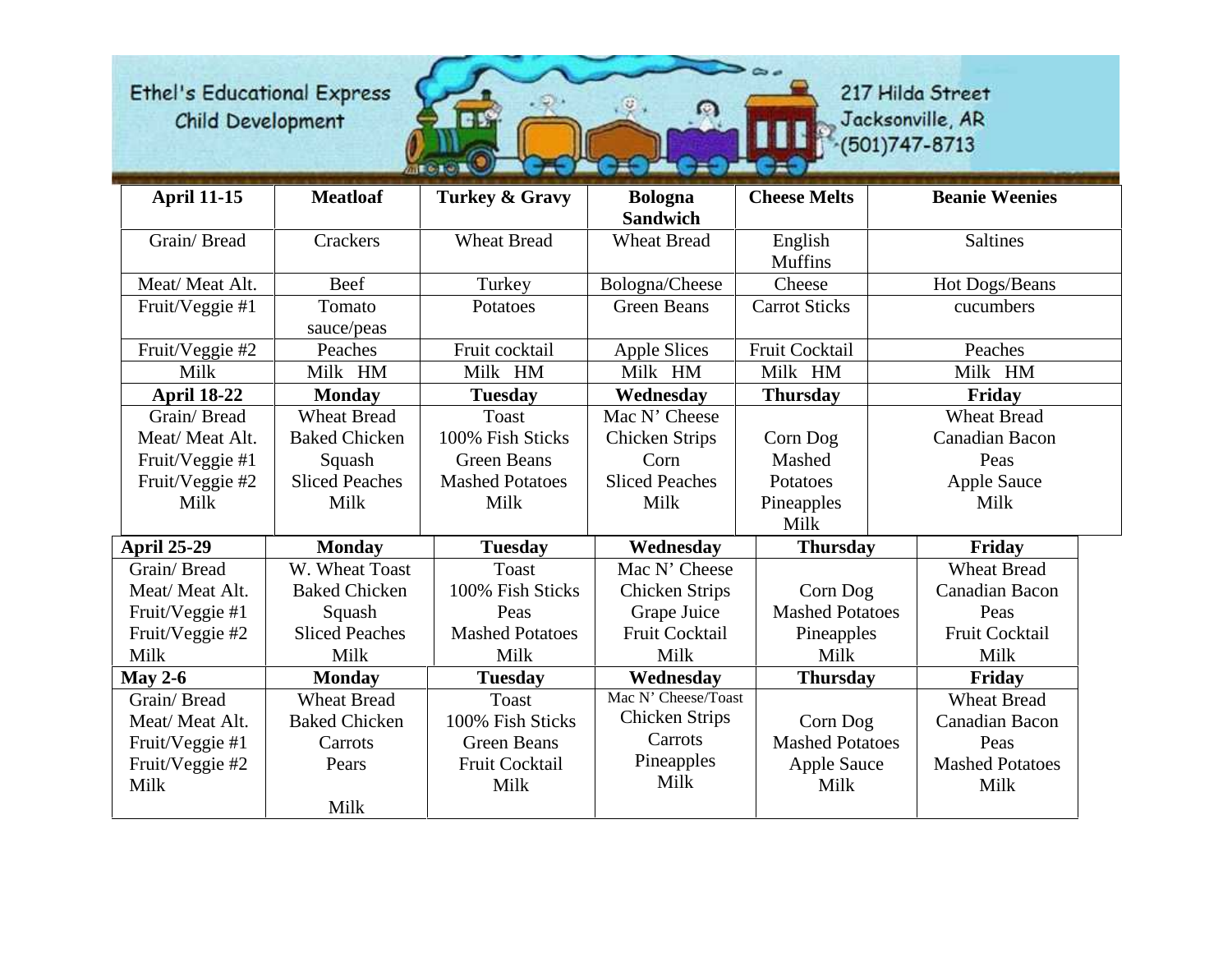Ethel's Educational Express
Child Development

217 Hilda Street
Jacksonville, AR
(501)747-8713

| **April 11-15** | **Meatloaf** | **Turkey & Gravy** | **Bologna Sandwich** | **Cheese Melts** | **Beanie Weenies** |
|---|---|---|---|---|---|
| Grain/ Bread | Crackers | Wheat Bread | Wheat Bread | English Muffins | Saltines |
| Meat/ Meat Alt. | Beef | Turkey | Bologna/Cheese | Cheese | Hot Dogs/Beans |
| Fruit/Veggie #1 | Tomato sauce/peas | Potatoes | Green Beans | Carrot Sticks | cucumbers |
| Fruit/Veggie #2 | Peaches | Fruit cocktail | Apple Slices | Fruit Cocktail | Peaches |
| Milk | Milk HM | Milk HM | Milk HM | Milk HM | Milk HM |
| **April 18-22** | **Monday** | **Tuesday** | **Wednesday** | **Thursday** | **Friday** |
| Grain/ Bread<br>Meat/ Meat Alt.<br>Fruit/Veggie #1<br>Fruit/Veggie #2<br>Milk | Wheat Bread<br>Baked Chicken<br>Squash<br>Sliced Peaches<br>Milk | Toast<br>100% Fish Sticks<br>Green Beans<br>Mashed Potatoes<br>Milk | Mac N' Cheese<br>Chicken Strips<br>Corn<br>Sliced Peaches<br>Milk | Corn Dog<br>Mashed Potatoes<br>Pineapples<br>Milk | Wheat Bread<br>Canadian Bacon<br>Peas<br>Apple Sauce<br>Milk |
| **April 25-29** | **Monday** | **Tuesday** | **Wednesday** | **Thursday** | **Friday** |
| Grain/ Bread<br>Meat/ Meat Alt.<br>Fruit/Veggie #1<br>Fruit/Veggie #2<br>Milk | W. Wheat Toast<br>Baked Chicken<br>Squash<br>Sliced Peaches<br>Milk | Toast<br>100% Fish Sticks<br>Peas<br>Mashed Potatoes<br>Milk | Mac N' Cheese<br>Chicken Strips<br>Grape Juice<br>Fruit Cocktail<br>Milk | Corn Dog<br>Mashed Potatoes<br>Pineapples<br>Milk | Wheat Bread<br>Canadian Bacon<br>Peas<br>Fruit Cocktail<br>Milk |
| **May 2-6** | **Monday** | **Tuesday** | **Wednesday** | **Thursday** | **Friday** |
| Grain/ Bread<br>Meat/ Meat Alt.<br>Fruit/Veggie #1<br>Fruit/Veggie #2<br>Milk | Wheat Bread<br>Baked Chicken<br>Carrots<br>Pears<br>Milk | Toast<br>100% Fish Sticks<br>Green Beans<br>Fruit Cocktail<br>Milk | Mac N' Cheese/Toast<br>Chicken Strips<br>Carrots<br>Pineapples<br>Milk | Corn Dog<br>Mashed Potatoes<br>Apple Sauce<br>Milk | Wheat Bread<br>Canadian Bacon<br>Peas<br>Mashed Potatoes<br>Milk |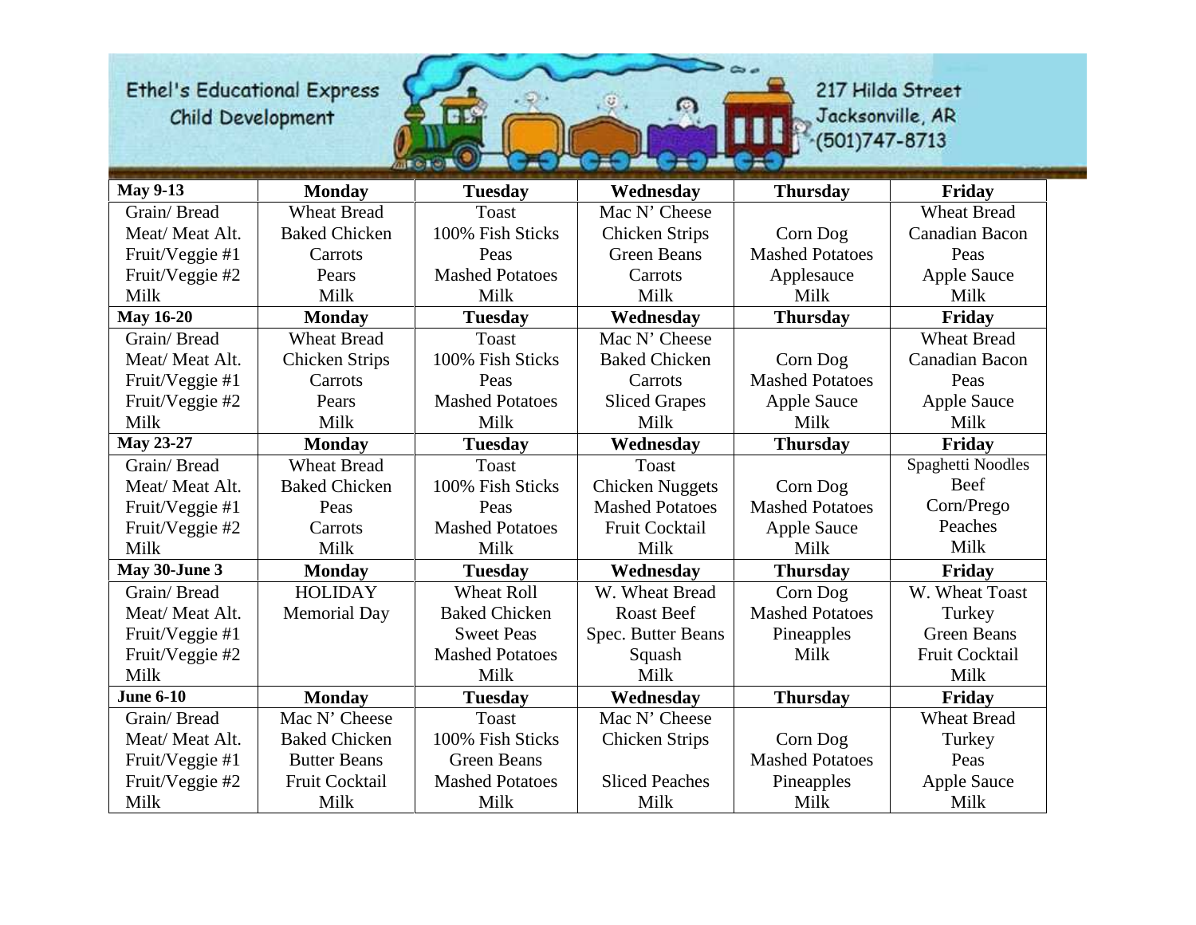Ethel's Educational Express
Child Development

217 Hilda Street
Jacksonville, AR
(501)747-8713

| May 9-13 | Monday | Tuesday | Wednesday | Thursday | Friday |
|---|---|---|---|---|---|
| Grain/ Bread | Wheat Bread | Toast | Mac N' Cheese | | Wheat Bread |
| Meat/ Meat Alt. | Baked Chicken | 100% Fish Sticks | Chicken Strips | Corn Dog | Canadian Bacon |
| Fruit/Veggie #1 | Carrots | Peas | Green Beans | Mashed Potatoes | Peas |
| Fruit/Veggie #2 | Pears | Mashed Potatoes | Carrots | Applesauce | Apple Sauce |
| Milk | Milk | Milk | Milk | Milk | Milk |
| **May 16-20** | **Monday** | **Tuesday** | **Wednesday** | **Thursday** | **Friday** |
| Grain/ Bread | Wheat Bread | Toast | Mac N' Cheese | | Wheat Bread |
| Meat/ Meat Alt. | Chicken Strips | 100% Fish Sticks | Baked Chicken | Corn Dog | Canadian Bacon |
| Fruit/Veggie #1 | Carrots | Peas | Carrots | Mashed Potatoes | Peas |
| Fruit/Veggie #2 | Pears | Mashed Potatoes | Sliced Grapes | Apple Sauce | Apple Sauce |
| Milk | Milk | Milk | Milk | Milk | Milk |
| **May 23-27** | **Monday** | **Tuesday** | **Wednesday** | **Thursday** | **Friday** |
| Grain/ Bread | Wheat Bread | Toast | Toast | | Spaghetti Noodles |
| Meat/ Meat Alt. | Baked Chicken | 100% Fish Sticks | Chicken Nuggets | Corn Dog | Beef |
| Fruit/Veggie #1 | Peas | Peas | Mashed Potatoes | Mashed Potatoes | Corn/Prego |
| Fruit/Veggie #2 | Carrots | Mashed Potatoes | Fruit Cocktail | Apple Sauce | Peaches |
| Milk | Milk | Milk | Milk | Milk | Milk |
| **May 30-June 3** | **Monday** | **Tuesday** | **Wednesday** | **Thursday** | **Friday** |
| Grain/ Bread | HOLIDAY | Wheat Roll | W. Wheat Bread | Corn Dog | W. Wheat Toast |
| Meat/ Meat Alt. | Memorial Day | Baked Chicken | Roast Beef | Mashed Potatoes | Turkey |
| Fruit/Veggie #1 | | Sweet Peas | Spec. Butter Beans | Pineapples | Green Beans |
| Fruit/Veggie #2 | | Mashed Potatoes | Squash | Milk | Fruit Cocktail |
| Milk | | Milk | Milk | | Milk |
| **June 6-10** | **Monday** | **Tuesday** | **Wednesday** | **Thursday** | **Friday** |
| Grain/ Bread | Mac N' Cheese | Toast | Mac N' Cheese | | Wheat Bread |
| Meat/ Meat Alt. | Baked Chicken | 100% Fish Sticks | Chicken Strips | Corn Dog | Turkey |
| Fruit/Veggie #1 | Butter Beans | Green Beans | | Mashed Potatoes | Peas |
| Fruit/Veggie #2 | Fruit Cocktail | Mashed Potatoes | Sliced Peaches | Pineapples | Apple Sauce |
| Milk | Milk | Milk | Milk | Milk | Milk |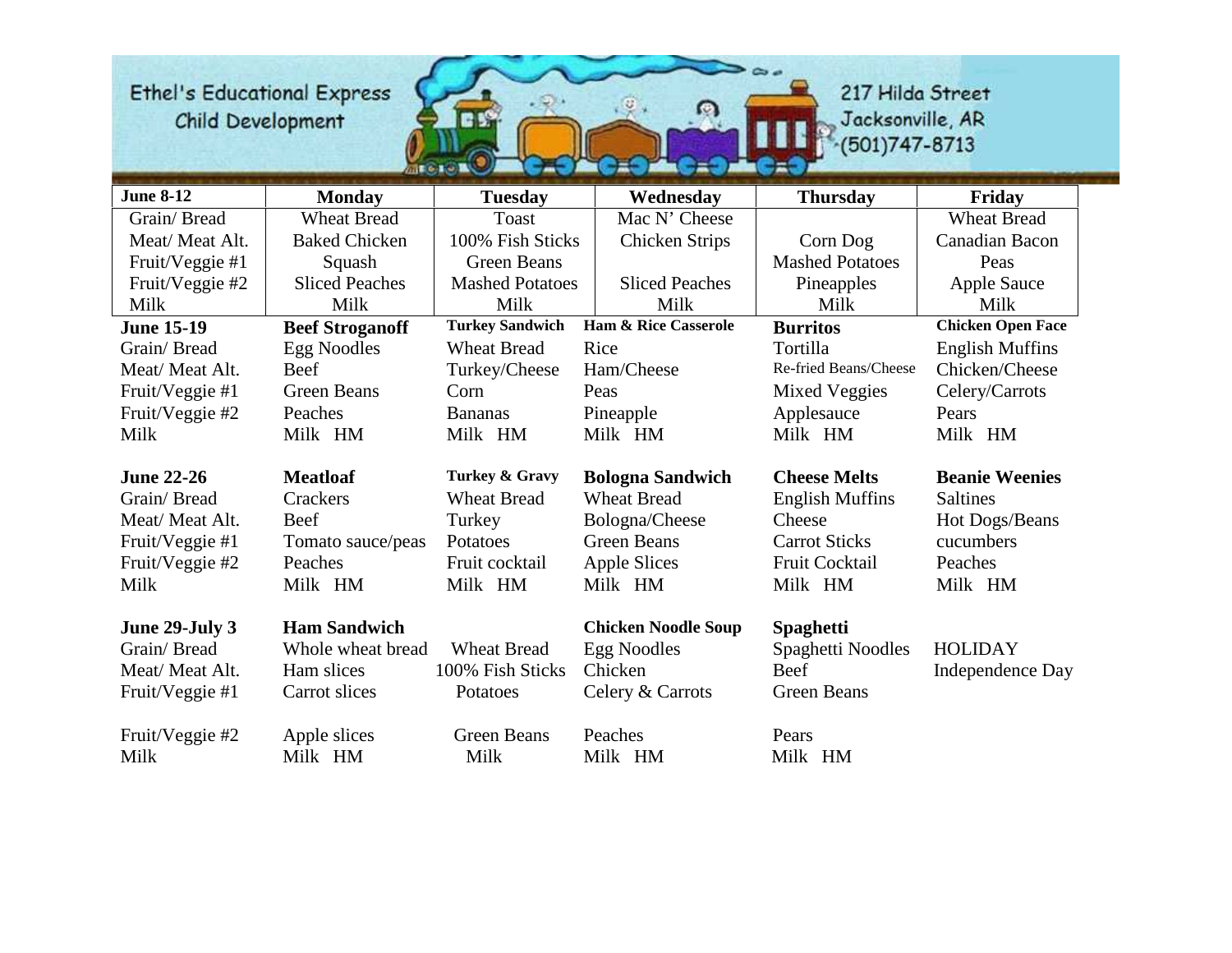Ethel's Educational Express
Child Development

217 Hilda Street
Jacksonville, AR
(501)747-8713

| June 8-12 | Monday | Tuesday | Wednesday | Thursday | Friday |
|---|---|---|---|---|---|
| Grain/ Bread | Wheat Bread | Toast | Mac N' Cheese | | Wheat Bread |
| Meat/ Meat Alt. | Baked Chicken | 100% Fish Sticks | Chicken Strips | Corn Dog | Canadian Bacon |
| Fruit/Veggie #1 | Squash | Green Beans | | Mashed Potatoes | Peas |
| Fruit/Veggie #2 | Sliced Peaches | Mashed Potatoes | Sliced Peaches | Pineapples | Apple Sauce |
| Milk | Milk | Milk | Milk | Milk | Milk |
| **June 15-19** | **Beef Stroganoff** | **Turkey Sandwich** | **Ham & Rice Casserole** | **Burritos** | **Chicken Open Face** |
| Grain/ Bread | Egg Noodles | Wheat Bread | Rice | Tortilla | English Muffins |
| Meat/ Meat Alt. | Beef | Turkey/Cheese | Ham/Cheese | Re-fried Beans/Cheese | Chicken/Cheese |
| Fruit/Veggie #1 | Green Beans | Corn | Peas | Mixed Veggies | Celery/Carrots |
| Fruit/Veggie #2 | Peaches | Bananas | Pineapple | Applesauce | Pears |
| Milk | Milk HM | Milk HM | Milk HM | Milk HM | Milk HM |
| **June 22-26** | **Meatloaf** | **Turkey & Gravy** | **Bologna Sandwich** | **Cheese Melts** | **Beanie Weenies** |
| Grain/ Bread | Crackers | Wheat Bread | Wheat Bread | English Muffins | Saltines |
| Meat/ Meat Alt. | Beef | Turkey | Bologna/Cheese | Cheese | Hot Dogs/Beans |
| Fruit/Veggie #1 | Tomato sauce/peas | Potatoes | Green Beans | Carrot Sticks | cucumbers |
| Fruit/Veggie #2 | Peaches | Fruit cocktail | Apple Slices | Fruit Cocktail | Peaches |
| Milk | Milk HM | Milk HM | Milk HM | Milk HM | Milk HM |
| **June 29-July 3** | **Ham Sandwich** | | **Chicken Noodle Soup** | **Spaghetti** | |
| Grain/ Bread | Whole wheat bread | Wheat Bread | Egg Noodles | Spaghetti Noodles | HOLIDAY |
| Meat/ Meat Alt. | Ham slices | 100% Fish Sticks | Chicken | Beef | Independence Day |
| Fruit/Veggie #1 | Carrot slices | Potatoes | Celery & Carrots | Green Beans | |
| Fruit/Veggie #2 | Apple slices | Green Beans | Peaches | Pears | |
| Milk | Milk HM | Milk | Milk HM | Milk HM | |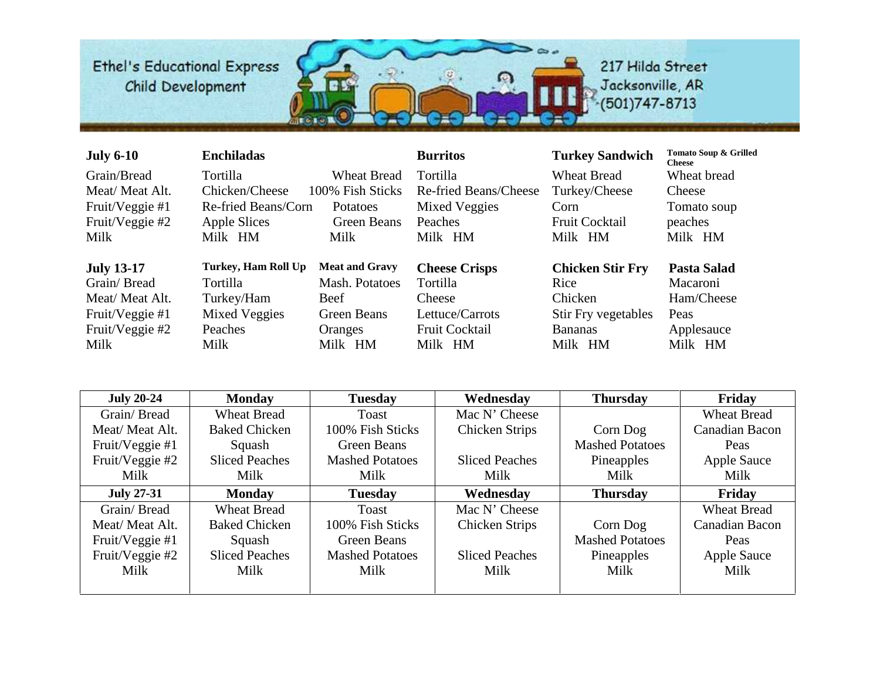Ethel's Educational Express Child Development

217 Hilda Street
Jacksonville, AR
(501)747-8713

| **July 6-10** | **Enchiladas** | | **Burritos** | **Turkey Sandwich** | **Tomato Soup & Grilled Cheese** |
|---|---|---|---|---|---|
| Grain/Bread | Tortilla | Wheat Bread | Tortilla | Wheat Bread | Wheat bread |
| Meat/ Meat Alt. | Chicken/Cheese | 100% Fish Sticks | Re-fried Beans/Cheese | Turkey/Cheese | Cheese |
| Fruit/Veggie #1 | Re-fried Beans/Corn | Potatoes | Mixed Veggies | Corn | Tomato soup |
| Fruit/Veggie #2 | Apple Slices | Green Beans | Peaches | Fruit Cocktail | peaches |
| Milk | Milk HM | Milk | Milk HM | Milk HM | Milk HM |

| **July 13-17** | **Turkey, Ham Roll Up** | **Meat and Gravy** | **Cheese Crisps** | **Chicken Stir Fry** | **Pasta Salad** |
|---|---|---|---|---|---|
| Grain/ Bread | Tortilla | Mash. Potatoes | Tortilla | Rice | Macaroni |
| Meat/ Meat Alt. | Turkey/Ham | Beef | Cheese | Chicken | Ham/Cheese |
| Fruit/Veggie #1 | Mixed Veggies | Green Beans | Lettuce/Carrots | Stir Fry vegetables | Peas |
| Fruit/Veggie #2 | Peaches | Oranges | Fruit Cocktail | Bananas | Applesauce |
| Milk | Milk | Milk HM | Milk HM | Milk HM | Milk HM |

| **July 20-24** | **Monday** | **Tuesday** | **Wednesday** | **Thursday** | **Friday** |
|---|---|---|---|---|---|
| Grain/ Bread | Wheat Bread | Toast | Mac N' Cheese | | Wheat Bread |
| Meat/ Meat Alt. | Baked Chicken | 100% Fish Sticks | Chicken Strips | Corn Dog | Canadian Bacon |
| Fruit/Veggie #1 | Squash | Green Beans | | Mashed Potatoes | Peas |
| Fruit/Veggie #2 | Sliced Peaches | Mashed Potatoes | Sliced Peaches | Pineapples | Apple Sauce |
| Milk | Milk | Milk | Milk | Milk | Milk |
| **July 27-31** | **Monday** | **Tuesday** | **Wednesday** | **Thursday** | **Friday** |
| Grain/ Bread | Wheat Bread | Toast | Mac N' Cheese | | Wheat Bread |
| Meat/ Meat Alt. | Baked Chicken | 100% Fish Sticks | Chicken Strips | Corn Dog | Canadian Bacon |
| Fruit/Veggie #1 | Squash | Green Beans | | Mashed Potatoes | Peas |
| Fruit/Veggie #2 | Sliced Peaches | Mashed Potatoes | Sliced Peaches | Pineapples | Apple Sauce |
| Milk | Milk | Milk | Milk | Milk | Milk |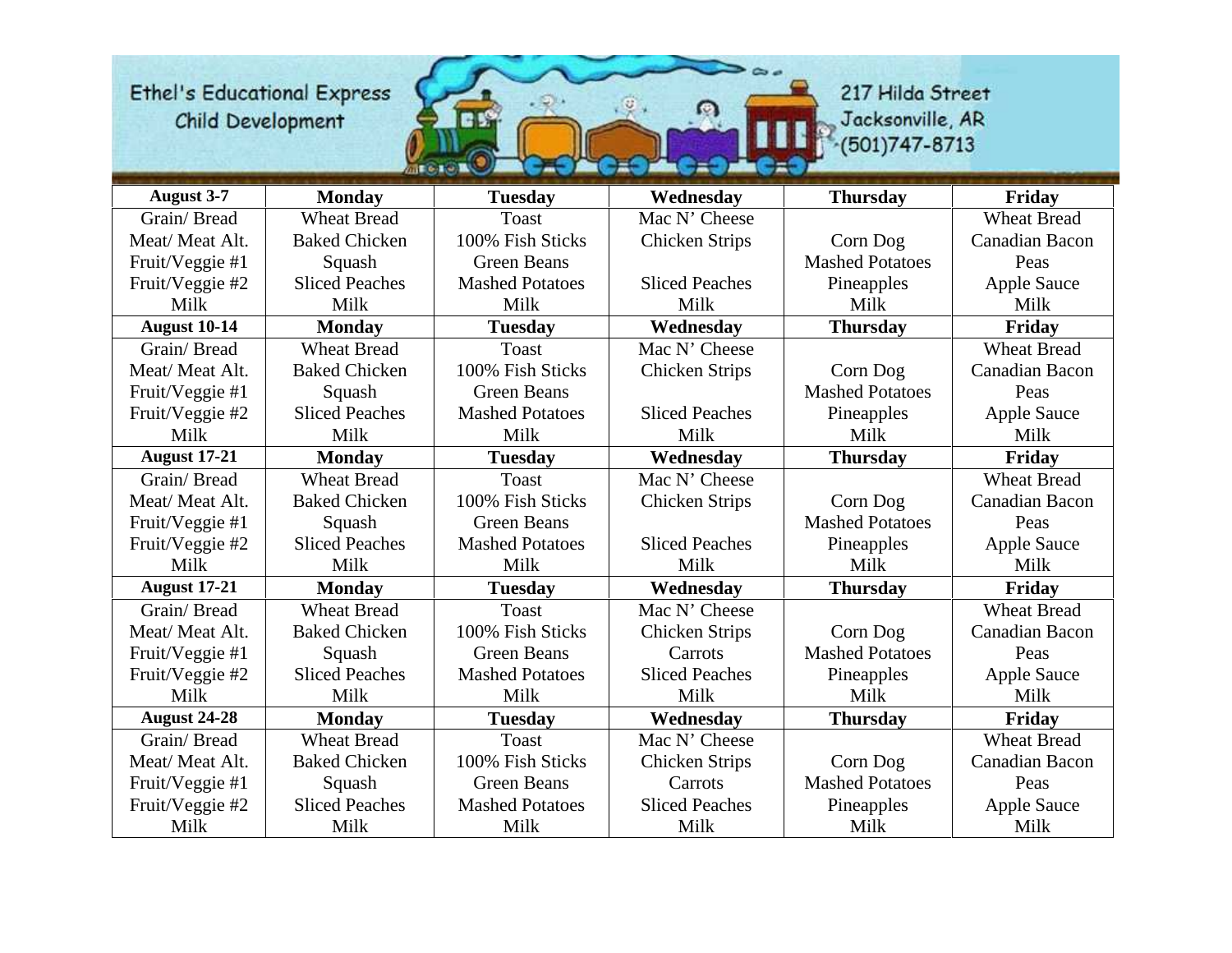Ethel's Educational Express
Child Development

217 Hilda Street
Jacksonville, AR
(501)747-8713

| **August 3-7** | **Monday** | **Tuesday** | **Wednesday** | **Thursday** | **Friday** |
|---|---|---|---|---|---|
| Grain/ Bread | Wheat Bread | Toast | Mac N' Cheese | | Wheat Bread |
| Meat/ Meat Alt. | Baked Chicken | 100% Fish Sticks | Chicken Strips | Corn Dog | Canadian Bacon |
| Fruit/Veggie #1 | Squash | Green Beans | | Mashed Potatoes | Peas |
| Fruit/Veggie #2 | Sliced Peaches | Mashed Potatoes | Sliced Peaches | Pineapples | Apple Sauce |
| Milk | Milk | Milk | Milk | Milk | Milk |
| **August 10-14** | **Monday** | **Tuesday** | **Wednesday** | **Thursday** | **Friday** |
| Grain/ Bread | Wheat Bread | Toast | Mac N' Cheese | | Wheat Bread |
| Meat/ Meat Alt. | Baked Chicken | 100% Fish Sticks | Chicken Strips | Corn Dog | Canadian Bacon |
| Fruit/Veggie #1 | Squash | Green Beans | | Mashed Potatoes | Peas |
| Fruit/Veggie #2 | Sliced Peaches | Mashed Potatoes | Sliced Peaches | Pineapples | Apple Sauce |
| Milk | Milk | Milk | Milk | Milk | Milk |
| **August 17-21** | **Monday** | **Tuesday** | **Wednesday** | **Thursday** | **Friday** |
| Grain/ Bread | Wheat Bread | Toast | Mac N' Cheese | | Wheat Bread |
| Meat/ Meat Alt. | Baked Chicken | 100% Fish Sticks | Chicken Strips | Corn Dog | Canadian Bacon |
| Fruit/Veggie #1 | Squash | Green Beans | | Mashed Potatoes | Peas |
| Fruit/Veggie #2 | Sliced Peaches | Mashed Potatoes | Sliced Peaches | Pineapples | Apple Sauce |
| Milk | Milk | Milk | Milk | Milk | Milk |
| **August 17-21** | **Monday** | **Tuesday** | **Wednesday** | **Thursday** | **Friday** |
| Grain/ Bread | Wheat Bread | Toast | Mac N' Cheese | | Wheat Bread |
| Meat/ Meat Alt. | Baked Chicken | 100% Fish Sticks | Chicken Strips | Corn Dog | Canadian Bacon |
| Fruit/Veggie #1 | Squash | Green Beans | Carrots | Mashed Potatoes | Peas |
| Fruit/Veggie #2 | Sliced Peaches | Mashed Potatoes | Sliced Peaches | Pineapples | Apple Sauce |
| Milk | Milk | Milk | Milk | Milk | Milk |
| **August 24-28** | **Monday** | **Tuesday** | **Wednesday** | **Thursday** | **Friday** |
| Grain/ Bread | Wheat Bread | Toast | Mac N' Cheese | | Wheat Bread |
| Meat/ Meat Alt. | Baked Chicken | 100% Fish Sticks | Chicken Strips | Corn Dog | Canadian Bacon |
| Fruit/Veggie #1 | Squash | Green Beans | Carrots | Mashed Potatoes | Peas |
| Fruit/Veggie #2 | Sliced Peaches | Mashed Potatoes | Sliced Peaches | Pineapples | Apple Sauce |
| Milk | Milk | Milk | Milk | Milk | Milk |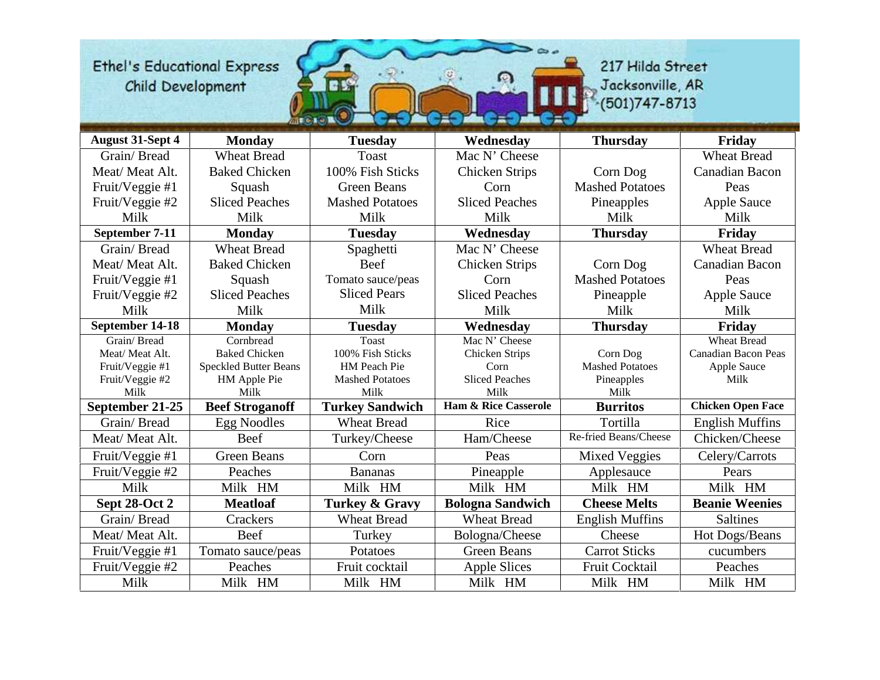Ethel's Educational Express
Child Development

217 Hilda Street
Jacksonville, AR
(501)747-8713

| August 31-Sept 4 | Monday | Tuesday | Wednesday | Thursday | Friday |
|---|---|---|---|---|---|
| Grain/ Bread | Wheat Bread | Toast | Mac N' Cheese | | Wheat Bread |
| Meat/ Meat Alt. | Baked Chicken | 100% Fish Sticks | Chicken Strips | Corn Dog | Canadian Bacon |
| Fruit/Veggie #1 | Squash | Green Beans | Corn | Mashed Potatoes | Peas |
| Fruit/Veggie #2 | Sliced Peaches | Mashed Potatoes | Sliced Peaches | Pineapples | Apple Sauce |
| Milk | Milk | Milk | Milk | Milk | Milk |
| **September 7-11** | **Monday** | **Tuesday** | **Wednesday** | **Thursday** | **Friday** |
| Grain/ Bread | Wheat Bread | Spaghetti | Mac N' Cheese | | Wheat Bread |
| Meat/ Meat Alt. | Baked Chicken | Beef | Chicken Strips | Corn Dog | Canadian Bacon |
| Fruit/Veggie #1 | Squash | Tomato sauce/peas | Corn | Mashed Potatoes | Peas |
| Fruit/Veggie #2 | Sliced Peaches | Sliced Pears | Sliced Peaches | Pineapple | Apple Sauce |
| Milk | Milk | Milk | Milk | Milk | Milk |
| **September 14-18** | **Monday** | **Tuesday** | **Wednesday** | **Thursday** | **Friday** |
| Grain/ Bread | Cornbread | Toast | Mac N' Cheese | | Wheat Bread |
| Meat/ Meat Alt. | Baked Chicken | 100% Fish Sticks | Chicken Strips | Corn Dog | Canadian Bacon Peas |
| Fruit/Veggie #1 | Speckled Butter Beans | HM Peach Pie | Corn | Mashed Potatoes | Apple Sauce |
| Fruit/Veggie #2 | HM Apple Pie | Mashed Potatoes | Sliced Peaches | Pineapples | Milk |
| Milk | Milk | Milk | Milk | Milk | |
| **September 21-25** | **Beef Stroganoff** | **Turkey Sandwich** | **Ham & Rice Casserole** | **Burritos** | **Chicken Open Face** |
| Grain/ Bread | Egg Noodles | Wheat Bread | Rice | Tortilla | English Muffins |
| Meat/ Meat Alt. | Beef | Turkey/Cheese | Ham/Cheese | Re-fried Beans/Cheese | Chicken/Cheese |
| Fruit/Veggie #1 | Green Beans | Corn | Peas | Mixed Veggies | Celery/Carrots |
| Fruit/Veggie #2 | Peaches | Bananas | Pineapple | Applesauce | Pears |
| Milk | Milk HM | Milk HM | Milk HM | Milk HM | Milk HM |
| **Sept 28-Oct 2** | **Meatloaf** | **Turkey & Gravy** | **Bologna Sandwich** | **Cheese Melts** | **Beanie Weenies** |
| Grain/ Bread | Crackers | Wheat Bread | Wheat Bread | English Muffins | Saltines |
| Meat/ Meat Alt. | Beef | Turkey | Bologna/Cheese | Cheese | Hot Dogs/Beans |
| Fruit/Veggie #1 | Tomato sauce/peas | Potatoes | Green Beans | Carrot Sticks | cucumbers |
| Fruit/Veggie #2 | Peaches | Fruit cocktail | Apple Slices | Fruit Cocktail | Peaches |
| Milk | Milk HM | Milk HM | Milk HM | Milk HM | Milk HM |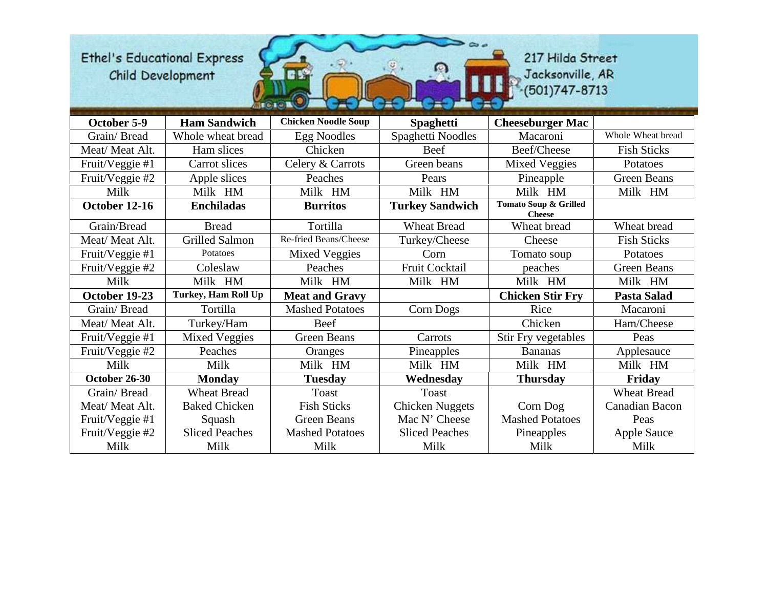Ethel's Educational Express Child Development

217 Hilda Street
Jacksonville, AR
(501)747-8713

| October 5-9 | Ham Sandwich | Chicken Noodle Soup | Spaghetti | Cheeseburger Mac | |
|---|---|---|---|---|---|
| Grain/ Bread | Whole wheat bread | Egg Noodles | Spaghetti Noodles | Macaroni | Whole Wheat bread |
| Meat/ Meat Alt. | Ham slices | Chicken | Beef | Beef/Cheese | Fish Sticks |
| Fruit/Veggie #1 | Carrot slices | Celery & Carrots | Green beans | Mixed Veggies | Potatoes |
| Fruit/Veggie #2 | Apple slices | Peaches | Pears | Pineapple | Green Beans |
| Milk | Milk HM | Milk HM | Milk HM | Milk HM | Milk HM |
| **October 12-16** | **Enchiladas** | **Burritos** | **Turkey Sandwich** | **Tomato Soup & Grilled Cheese** | |
| Grain/Bread | Bread | Tortilla | Wheat Bread | Wheat bread | Wheat bread |
| Meat/ Meat Alt. | Grilled Salmon | Re-fried Beans/Cheese | Turkey/Cheese | Cheese | Fish Sticks |
| Fruit/Veggie #1 | Potatoes | Mixed Veggies | Corn | Tomato soup | Potatoes |
| Fruit/Veggie #2 | Coleslaw | Peaches | Fruit Cocktail | peaches | Green Beans |
| Milk | Milk HM | Milk HM | Milk HM | Milk HM | Milk HM |
| **October 19-23** | **Turkey, Ham Roll Up** | **Meat and Gravy** | | **Chicken Stir Fry** | **Pasta Salad** |
| Grain/ Bread | Tortilla | Mashed Potatoes | Corn Dogs | Rice | Macaroni |
| Meat/ Meat Alt. | Turkey/Ham | Beef | | Chicken | Ham/Cheese |
| Fruit/Veggie #1 | Mixed Veggies | Green Beans | Carrots | Stir Fry vegetables | Peas |
| Fruit/Veggie #2 | Peaches | Oranges | Pineapples | Bananas | Applesauce |
| Milk | Milk | Milk HM | Milk HM | Milk HM | Milk HM |
| **October 26-30** | **Monday** | **Tuesday** | **Wednesday** | **Thursday** | **Friday** |
| Grain/ Bread | Wheat Bread | Toast | Toast | | Wheat Bread |
| Meat/ Meat Alt. | Baked Chicken | Fish Sticks | Chicken Nuggets | Corn Dog | Canadian Bacon |
| Fruit/Veggie #1 | Squash | Green Beans | Mac N' Cheese | Mashed Potatoes | Peas |
| Fruit/Veggie #2 | Sliced Peaches | Mashed Potatoes | Sliced Peaches | Pineapples | Apple Sauce |
| Milk | Milk | Milk | Milk | Milk | Milk |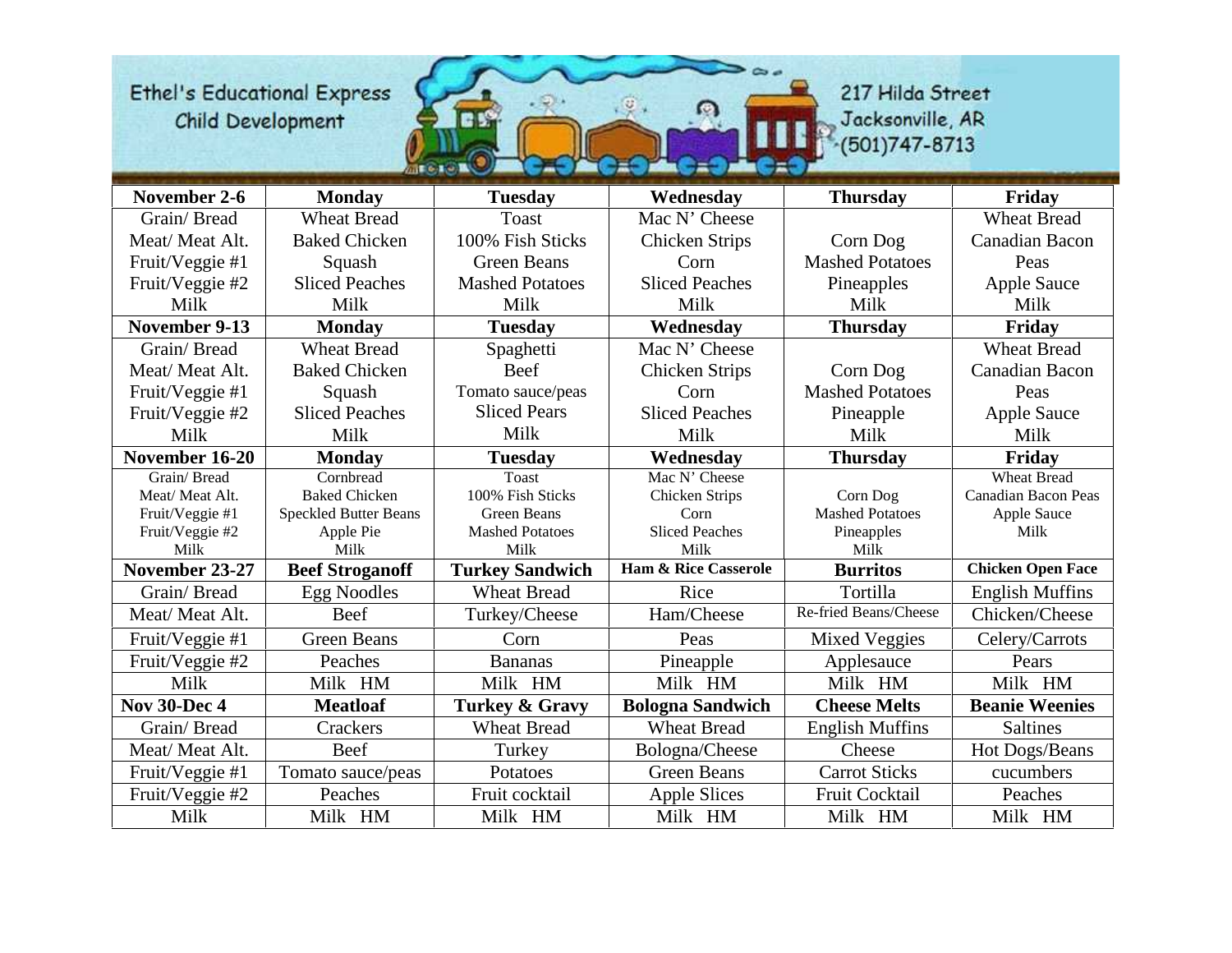Ethel's Educational Express
Child Development

217 Hilda Street
Jacksonville, AR
(501)747-8713

| November 2-6 | Monday | Tuesday | Wednesday | Thursday | Friday |
|---|---|---|---|---|---|
| Grain/ Bread | Wheat Bread | Toast | Mac N' Cheese | | Wheat Bread |
| Meat/ Meat Alt. | Baked Chicken | 100% Fish Sticks | Chicken Strips | Corn Dog | Canadian Bacon |
| Fruit/Veggie #1 | Squash | Green Beans | Corn | Mashed Potatoes | Peas |
| Fruit/Veggie #2 | Sliced Peaches | Mashed Potatoes | Sliced Peaches | Pineapples | Apple Sauce |
| Milk | Milk | Milk | Milk | Milk | Milk |
| **November 9-13** | **Monday** | **Tuesday** | **Wednesday** | **Thursday** | **Friday** |
| Grain/ Bread | Wheat Bread | Spaghetti | Mac N' Cheese | | Wheat Bread |
| Meat/ Meat Alt. | Baked Chicken | Beef | Chicken Strips | Corn Dog | Canadian Bacon |
| Fruit/Veggie #1 | Squash | Tomato sauce/peas | Corn | Mashed Potatoes | Peas |
| Fruit/Veggie #2 | Sliced Peaches | Sliced Pears | Sliced Peaches | Pineapple | Apple Sauce |
| Milk | Milk | Milk | Milk | Milk | Milk |
| **November 16-20** | **Monday** | **Tuesday** | **Wednesday** | **Thursday** | **Friday** |
| Grain/ Bread | Cornbread | Toast | Mac N' Cheese | | Wheat Bread |
| Meat/ Meat Alt. | Baked Chicken | 100% Fish Sticks | Chicken Strips | Corn Dog | Canadian Bacon Peas |
| Fruit/Veggie #1 | Speckled Butter Beans | Green Beans | Corn | Mashed Potatoes | Apple Sauce |
| Fruit/Veggie #2 | Apple Pie | Mashed Potatoes | Sliced Peaches | Pineapples | Milk |
| Milk | Milk | Milk | Milk | Milk | |
| **November 23-27** | **Beef Stroganoff** | **Turkey Sandwich** | **Ham & Rice Casserole** | **Burritos** | **Chicken Open Face** |
| Grain/ Bread | Egg Noodles | Wheat Bread | Rice | Tortilla | English Muffins |
| Meat/ Meat Alt. | Beef | Turkey/Cheese | Ham/Cheese | Re-fried Beans/Cheese | Chicken/Cheese |
| Fruit/Veggie #1 | Green Beans | Corn | Peas | Mixed Veggies | Celery/Carrots |
| Fruit/Veggie #2 | Peaches | Bananas | Pineapple | Applesauce | Pears |
| Milk | Milk HM | Milk HM | Milk HM | Milk HM | Milk HM |
| **Nov 30-Dec 4** | **Meatloaf** | **Turkey & Gravy** | **Bologna Sandwich** | **Cheese Melts** | **Beanie Weenies** |
| Grain/ Bread | Crackers | Wheat Bread | Wheat Bread | English Muffins | Saltines |
| Meat/ Meat Alt. | Beef | Turkey | Bologna/Cheese | Cheese | Hot Dogs/Beans |
| Fruit/Veggie #1 | Tomato sauce/peas | Potatoes | Green Beans | Carrot Sticks | cucumbers |
| Fruit/Veggie #2 | Peaches | Fruit cocktail | Apple Slices | Fruit Cocktail | Peaches |
| Milk | Milk HM | Milk HM | Milk HM | Milk HM | Milk HM |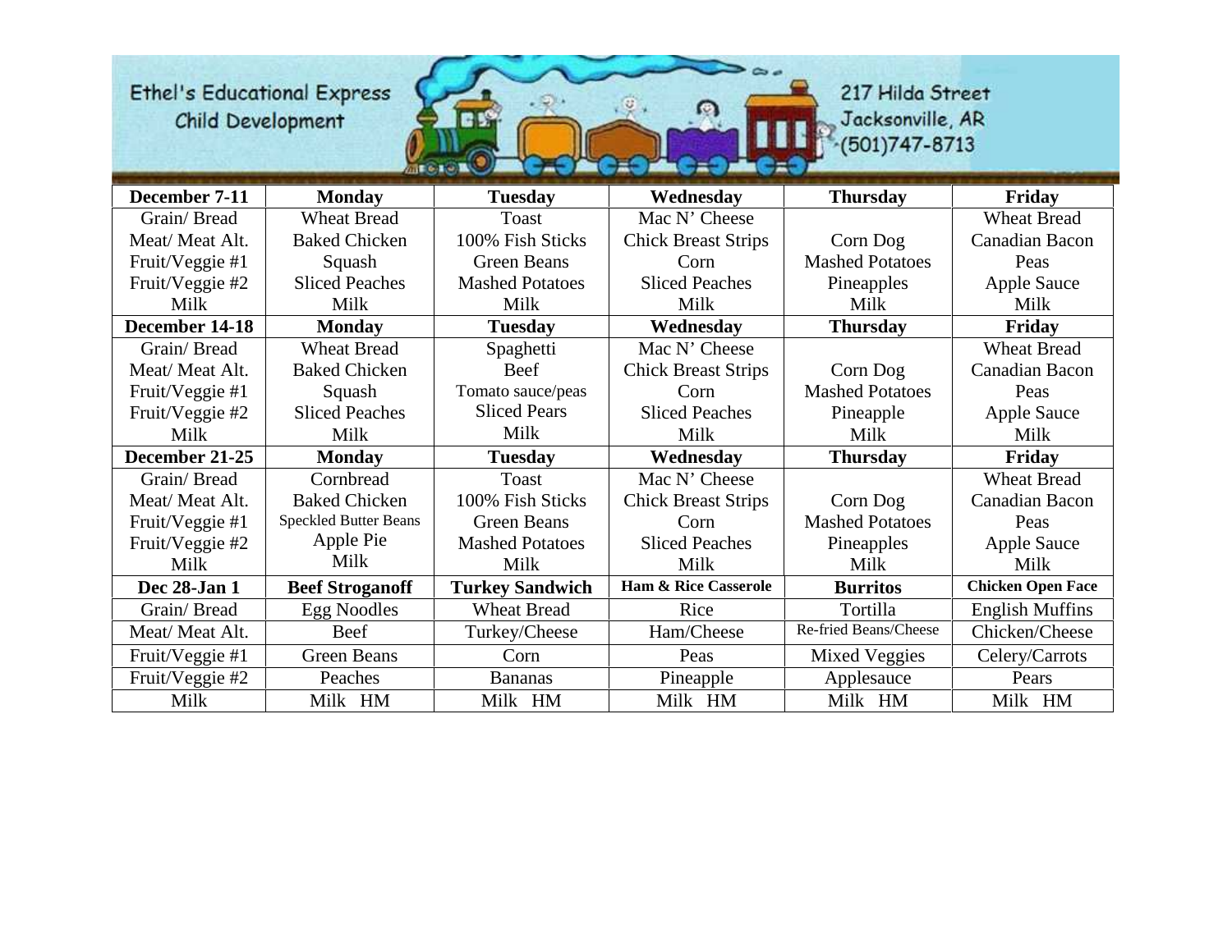Ethel's Educational Express
Child Development

217 Hilda Street
Jacksonville, AR
(501)747-8713

| December 7-11 | Monday | Tuesday | Wednesday | Thursday | Friday |
|---|---|---|---|---|---|
| Grain/ Bread | Wheat Bread | Toast | Mac N' Cheese | | Wheat Bread |
| Meat/ Meat Alt. | Baked Chicken | 100% Fish Sticks | Chick Breast Strips | Corn Dog | Canadian Bacon |
| Fruit/Veggie #1 | Squash | Green Beans | Corn | Mashed Potatoes | Peas |
| Fruit/Veggie #2 | Sliced Peaches | Mashed Potatoes | Sliced Peaches | Pineapples | Apple Sauce |
| Milk | Milk | Milk | Milk | Milk | Milk |
| **December 14-18** | **Monday** | **Tuesday** | **Wednesday** | **Thursday** | **Friday** |
| Grain/ Bread | Wheat Bread | Spaghetti | Mac N' Cheese | | Wheat Bread |
| Meat/ Meat Alt. | Baked Chicken | Beef | Chick Breast Strips | Corn Dog | Canadian Bacon |
| Fruit/Veggie #1 | Squash | Tomato sauce/peas | Corn | Mashed Potatoes | Peas |
| Fruit/Veggie #2 | Sliced Peaches | Sliced Pears | Sliced Peaches | Pineapple | Apple Sauce |
| Milk | Milk | Milk | Milk | Milk | Milk |
| **December 21-25** | **Monday** | **Tuesday** | **Wednesday** | **Thursday** | **Friday** |
| Grain/ Bread | Cornbread | Toast | Mac N' Cheese | | Wheat Bread |
| Meat/ Meat Alt. | Baked Chicken | 100% Fish Sticks | Chick Breast Strips | Corn Dog | Canadian Bacon |
| Fruit/Veggie #1 | Speckled Butter Beans | Green Beans | Corn | Mashed Potatoes | Peas |
| Fruit/Veggie #2 | Apple Pie | Mashed Potatoes | Sliced Peaches | Pineapples | Apple Sauce |
| Milk | Milk | Milk | Milk | Milk | Milk |
| **Dec 28-Jan 1** | **Beef Stroganoff** | **Turkey Sandwich** | **Ham & Rice Casserole** | **Burritos** | **Chicken Open Face** |
| Grain/ Bread | Egg Noodles | Wheat Bread | Rice | Tortilla | English Muffins |
| Meat/ Meat Alt. | Beef | Turkey/Cheese | Ham/Cheese | Re-fried Beans/Cheese | Chicken/Cheese |
| Fruit/Veggie #1 | Green Beans | Corn | Peas | Mixed Veggies | Celery/Carrots |
| Fruit/Veggie #2 | Peaches | Bananas | Pineapple | Applesauce | Pears |
| Milk | Milk HM | Milk HM | Milk HM | Milk HM | Milk HM |